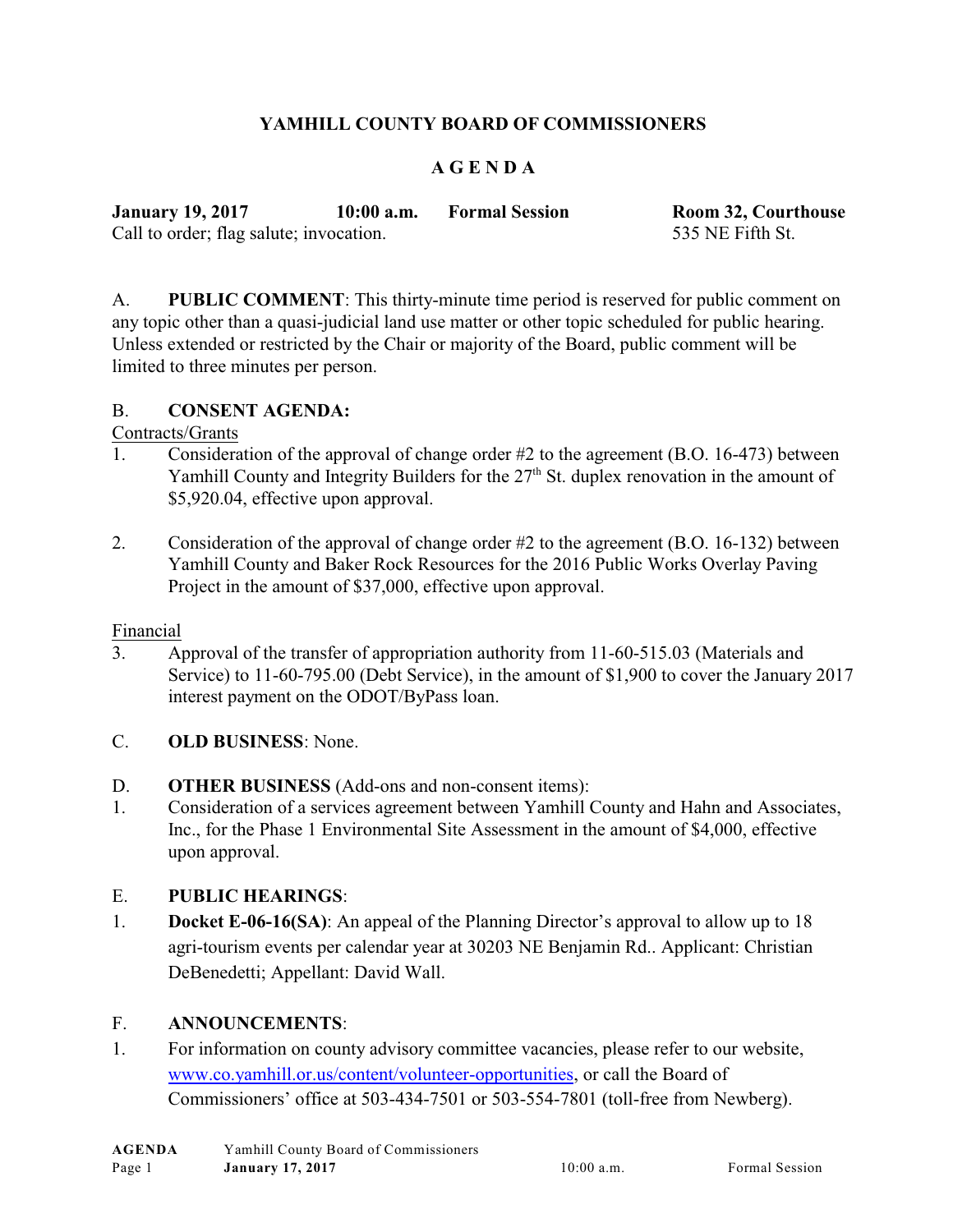# YAMHILL COUNTY BOARD OF COMMISSIONERS

## A G E N D A

**January 19, 2017** **10:00 a.m.** **Formal Session** **Room 32, Courthouse**
Call to order; flag salute; invocation. 535 NE Fifth St.

A. **PUBLIC COMMENT**: This thirty-minute time period is reserved for public comment on any topic other than a quasi-judicial land use matter or other topic scheduled for public hearing. Unless extended or restricted by the Chair or majority of the Board, public comment will be limited to three minutes per person.

B. **CONSENT AGENDA:**

Contracts/Grants

1. Consideration of the approval of change order #2 to the agreement (B.O. 16-473) between Yamhill County and Integrity Builders for the 27th St. duplex renovation in the amount of $5,920.04, effective upon approval.

2. Consideration of the approval of change order #2 to the agreement (B.O. 16-132) between Yamhill County and Baker Rock Resources for the 2016 Public Works Overlay Paving Project in the amount of $37,000, effective upon approval.

Financial

3. Approval of the transfer of appropriation authority from 11-60-515.03 (Materials and Service) to 11-60-795.00 (Debt Service), in the amount of $1,900 to cover the January 2017 interest payment on the ODOT/ByPass loan.

C. **OLD BUSINESS**: None.

D. **OTHER BUSINESS** (Add-ons and non-consent items):

1. Consideration of a services agreement between Yamhill County and Hahn and Associates, Inc., for the Phase 1 Environmental Site Assessment in the amount of $4,000, effective upon approval.

E. **PUBLIC HEARINGS**:

1. **Docket E-06-16(SA)**: An appeal of the Planning Director's approval to allow up to 18 agri-tourism events per calendar year at 30203 NE Benjamin Rd.. Applicant: Christian DeBenedetti; Appellant: David Wall.

F. **ANNOUNCEMENTS**:

1. For information on county advisory committee vacancies, please refer to our website, www.co.yamhill.or.us/content/volunteer-opportunities, or call the Board of Commissioners' office at 503-434-7501 or 503-554-7801 (toll-free from Newberg).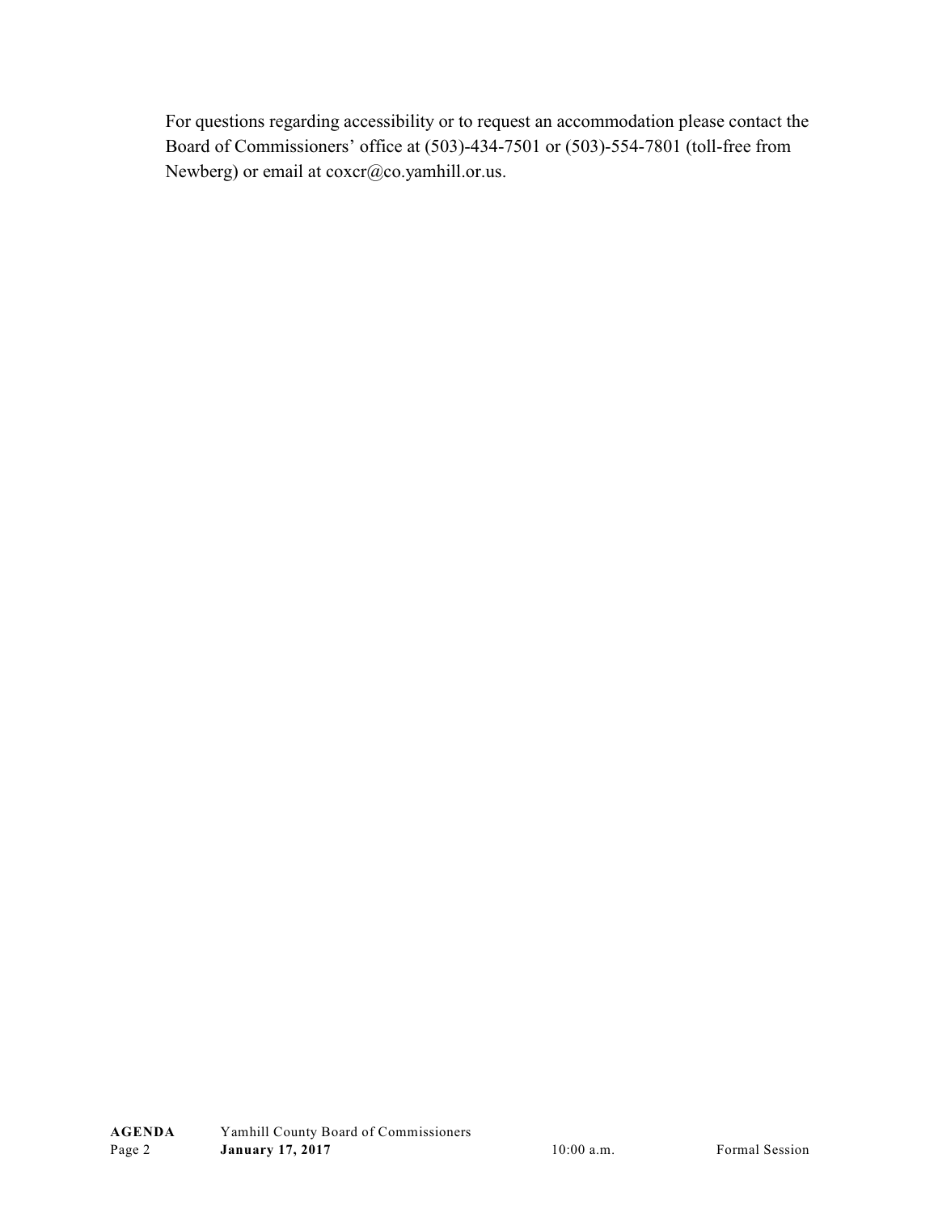For questions regarding accessibility or to request an accommodation please contact the Board of Commissioners' office at (503)-434-7501 or (503)-554-7801 (toll-free from Newberg) or email at coxcr@co.yamhill.or.us.